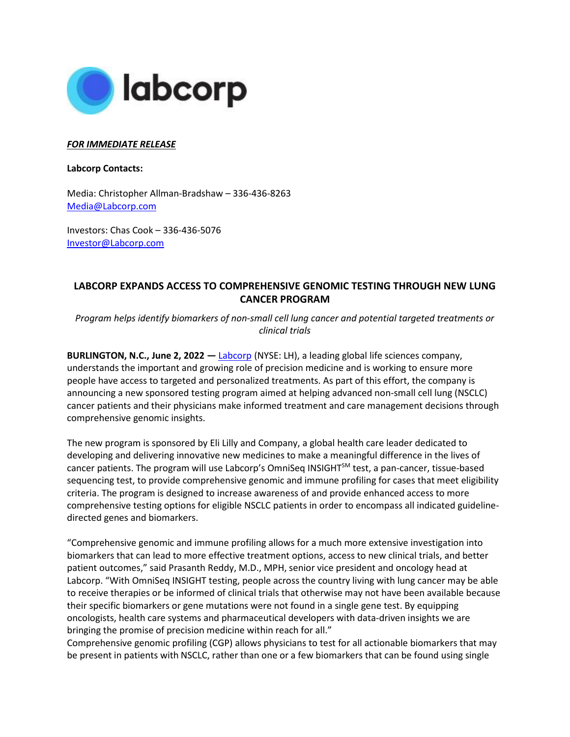***FOR IMMEDIATE RELEASE***

**Labcorp Contacts:**

Media: Christopher Allman-Bradshaw – 336-436-8263
Media@Labcorp.com

Investors: Chas Cook – 336-436-5076
Investor@Labcorp.com

## LABCORP EXPANDS ACCESS TO COMPREHENSIVE GENOMIC TESTING THROUGH NEW LUNG CANCER PROGRAM

*Program helps identify biomarkers of non-small cell lung cancer and potential targeted treatments or clinical trials*

**BURLINGTON, N.C., June 2, 2022 —** Labcorp (NYSE: LH), a leading global life sciences company, understands the important and growing role of precision medicine and is working to ensure more people have access to targeted and personalized treatments. As part of this effort, the company is announcing a new sponsored testing program aimed at helping advanced non-small cell lung (NSCLC) cancer patients and their physicians make informed treatment and care management decisions through comprehensive genomic insights.

The new program is sponsored by Eli Lilly and Company, a global health care leader dedicated to developing and delivering innovative new medicines to make a meaningful difference in the lives of cancer patients. The program will use Labcorp's OmniSeq INSIGHT℠ test, a pan-cancer, tissue-based sequencing test, to provide comprehensive genomic and immune profiling for cases that meet eligibility criteria. The program is designed to increase awareness of and provide enhanced access to more comprehensive testing options for eligible NSCLC patients in order to encompass all indicated guideline-directed genes and biomarkers.

"Comprehensive genomic and immune profiling allows for a much more extensive investigation into biomarkers that can lead to more effective treatment options, access to new clinical trials, and better patient outcomes," said Prasanth Reddy, M.D., MPH, senior vice president and oncology head at Labcorp. "With OmniSeq INSIGHT testing, people across the country living with lung cancer may be able to receive therapies or be informed of clinical trials that otherwise may not have been available because their specific biomarkers or gene mutations were not found in a single gene test. By equipping oncologists, health care systems and pharmaceutical developers with data-driven insights we are bringing the promise of precision medicine within reach for all."

Comprehensive genomic profiling (CGP) allows physicians to test for all actionable biomarkers that may be present in patients with NSCLC, rather than one or a few biomarkers that can be found using single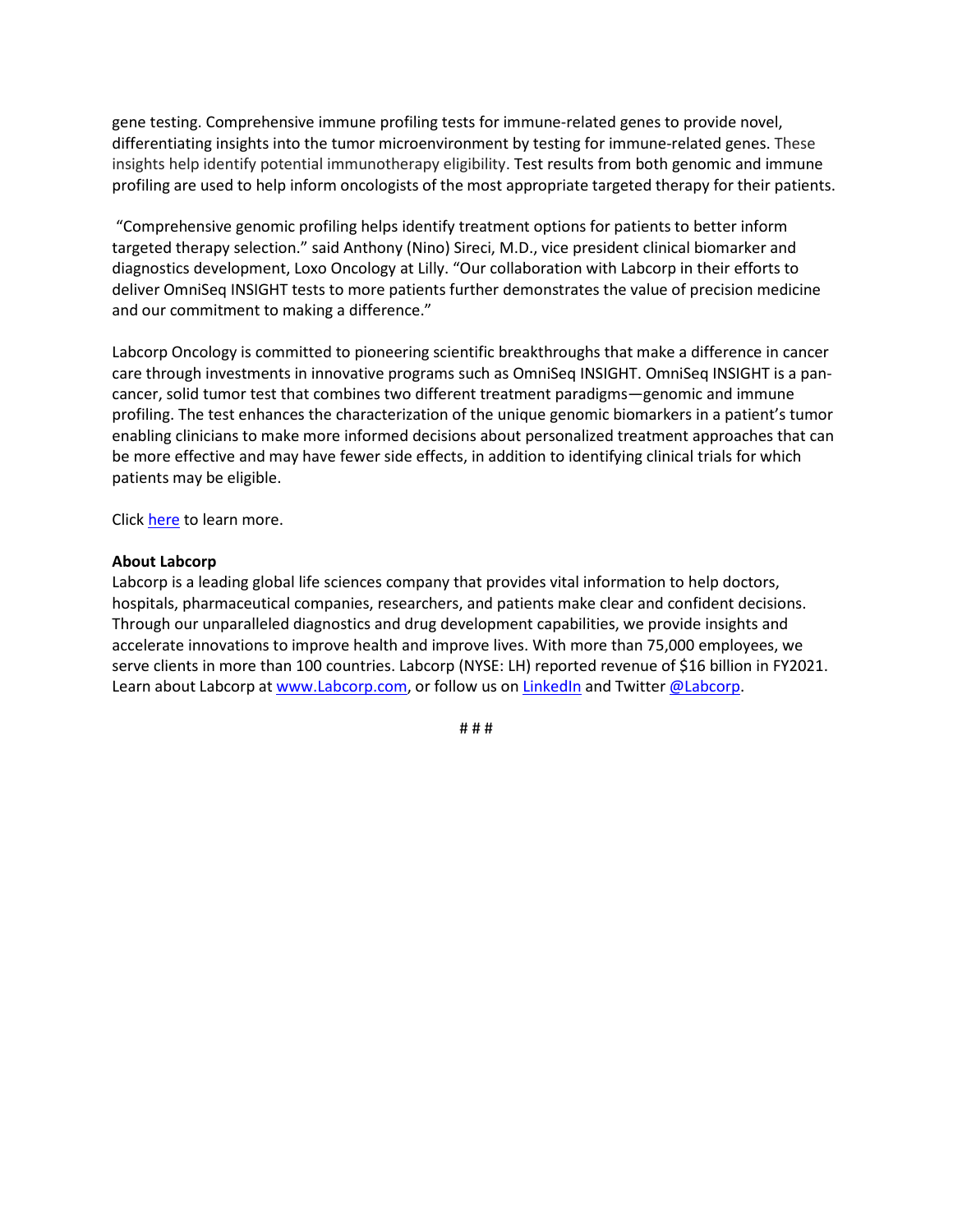gene testing. Comprehensive immune profiling tests for immune-related genes to provide novel, differentiating insights into the tumor microenvironment by testing for immune-related genes. These insights help identify potential immunotherapy eligibility. Test results from both genomic and immune profiling are used to help inform oncologists of the most appropriate targeted therapy for their patients.

"Comprehensive genomic profiling helps identify treatment options for patients to better inform targeted therapy selection." said Anthony (Nino) Sireci, M.D., vice president clinical biomarker and diagnostics development, Loxo Oncology at Lilly. "Our collaboration with Labcorp in their efforts to deliver OmniSeq INSIGHT tests to more patients further demonstrates the value of precision medicine and our commitment to making a difference."

Labcorp Oncology is committed to pioneering scientific breakthroughs that make a difference in cancer care through investments in innovative programs such as OmniSeq INSIGHT. OmniSeq INSIGHT is a pan-cancer, solid tumor test that combines two different treatment paradigms—genomic and immune profiling. The test enhances the characterization of the unique genomic biomarkers in a patient's tumor enabling clinicians to make more informed decisions about personalized treatment approaches that can be more effective and may have fewer side effects, in addition to identifying clinical trials for which patients may be eligible.

Click here to learn more.

**About Labcorp**

Labcorp is a leading global life sciences company that provides vital information to help doctors, hospitals, pharmaceutical companies, researchers, and patients make clear and confident decisions. Through our unparalleled diagnostics and drug development capabilities, we provide insights and accelerate innovations to improve health and improve lives. With more than 75,000 employees, we serve clients in more than 100 countries. Labcorp (NYSE: LH) reported revenue of $16 billion in FY2021. Learn about Labcorp at www.Labcorp.com, or follow us on LinkedIn and Twitter @Labcorp.

# # #